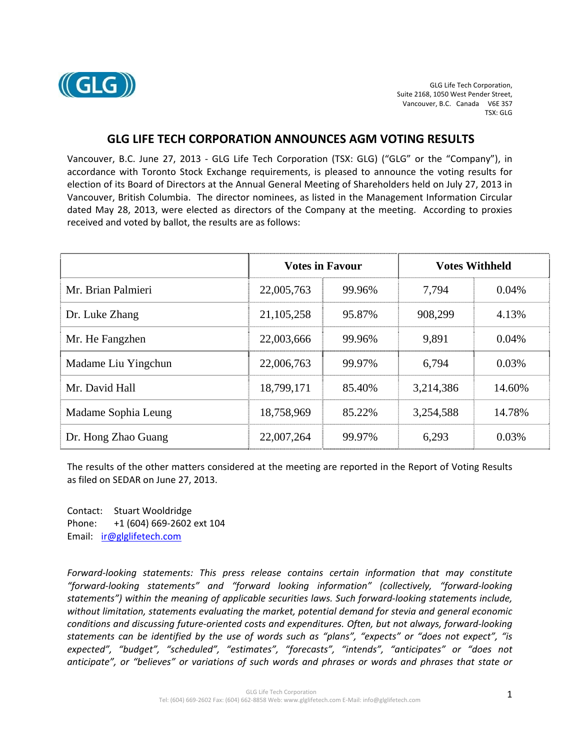GLG Life Tech Corporation,
Suite 2168, 1050 West Pender Street,
Vancouver, B.C. Canada V6E 3S7
TSX: GLG

# GLG LIFE TECH CORPORATION ANNOUNCES AGM VOTING RESULTS

Vancouver, B.C. June 27, 2013 - GLG Life Tech Corporation (TSX: GLG) ("GLG" or the "Company"), in accordance with Toronto Stock Exchange requirements, is pleased to announce the voting results for election of its Board of Directors at the Annual General Meeting of Shareholders held on July 27, 2013 in Vancouver, British Columbia. The director nominees, as listed in the Management Information Circular dated May 28, 2013, were elected as directors of the Company at the meeting. According to proxies received and voted by ballot, the results are as follows:

| | Votes in Favour | | Votes Withheld | |
|---|---|---|---|---|
| Mr. Brian Palmieri | 22,005,763 | 99.96% | 7,794 | 0.04% |
| Dr. Luke Zhang | 21,105,258 | 95.87% | 908,299 | 4.13% |
| Mr. He Fangzhen | 22,003,666 | 99.96% | 9,891 | 0.04% |
| Madame Liu Yingchun | 22,006,763 | 99.97% | 6,794 | 0.03% |
| Mr. David Hall | 18,799,171 | 85.40% | 3,214,386 | 14.60% |
| Madame Sophia Leung | 18,758,969 | 85.22% | 3,254,588 | 14.78% |
| Dr. Hong Zhao Guang | 22,007,264 | 99.97% | 6,293 | 0.03% |

The results of the other matters considered at the meeting are reported in the Report of Voting Results as filed on SEDAR on June 27, 2013.

Contact: Stuart Wooldridge
Phone: +1 (604) 669-2602 ext 104
Email: ir@glglifetech.com

*Forward-looking statements: This press release contains certain information that may constitute "forward-looking statements" and "forward looking information" (collectively, "forward-looking statements") within the meaning of applicable securities laws. Such forward-looking statements include, without limitation, statements evaluating the market, potential demand for stevia and general economic conditions and discussing future-oriented costs and expenditures. Often, but not always, forward-looking statements can be identified by the use of words such as "plans", "expects" or "does not expect", "is expected", "budget", "scheduled", "estimates", "forecasts", "intends", "anticipates" or "does not anticipate", or "believes" or variations of such words and phrases or words and phrases that state or*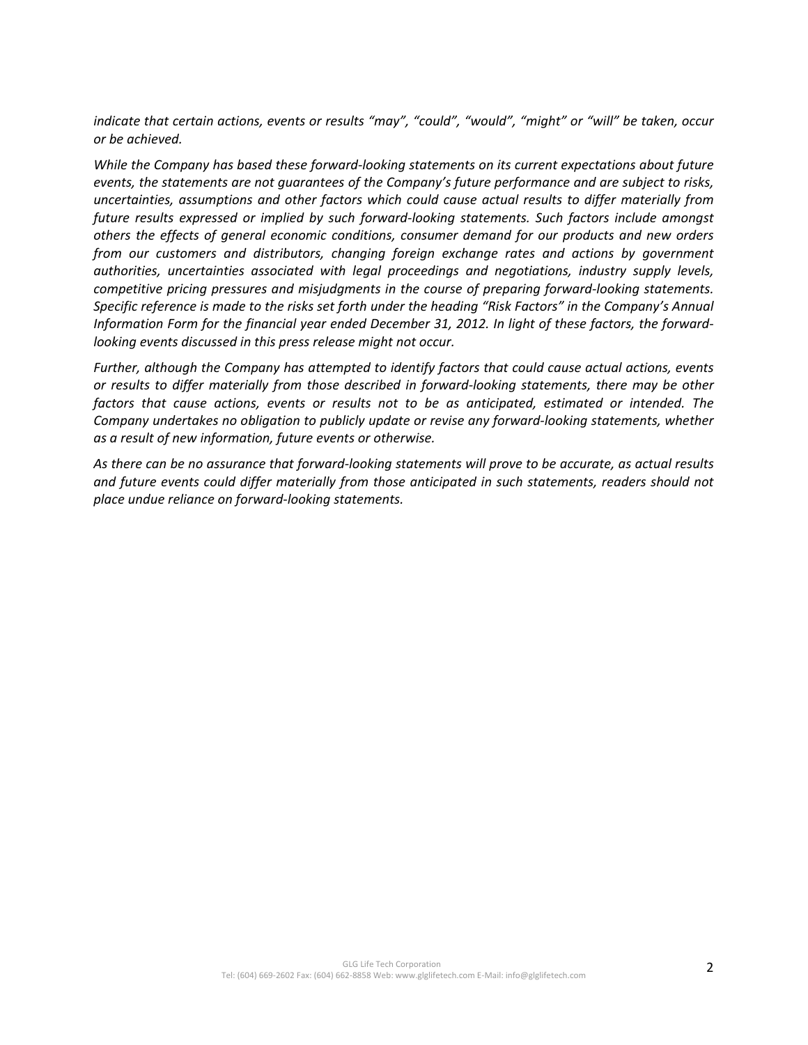*indicate that certain actions, events or results "may", "could", "would", "might" or "will" be taken, occur or be achieved.*

*While the Company has based these forward-looking statements on its current expectations about future events, the statements are not guarantees of the Company's future performance and are subject to risks, uncertainties, assumptions and other factors which could cause actual results to differ materially from future results expressed or implied by such forward-looking statements. Such factors include amongst others the effects of general economic conditions, consumer demand for our products and new orders from our customers and distributors, changing foreign exchange rates and actions by government authorities, uncertainties associated with legal proceedings and negotiations, industry supply levels, competitive pricing pressures and misjudgments in the course of preparing forward-looking statements. Specific reference is made to the risks set forth under the heading "Risk Factors" in the Company's Annual Information Form for the financial year ended December 31, 2012. In light of these factors, the forward-looking events discussed in this press release might not occur.*

*Further, although the Company has attempted to identify factors that could cause actual actions, events or results to differ materially from those described in forward-looking statements, there may be other factors that cause actions, events or results not to be as anticipated, estimated or intended. The Company undertakes no obligation to publicly update or revise any forward-looking statements, whether as a result of new information, future events or otherwise.*

*As there can be no assurance that forward-looking statements will prove to be accurate, as actual results and future events could differ materially from those anticipated in such statements, readers should not place undue reliance on forward-looking statements.*